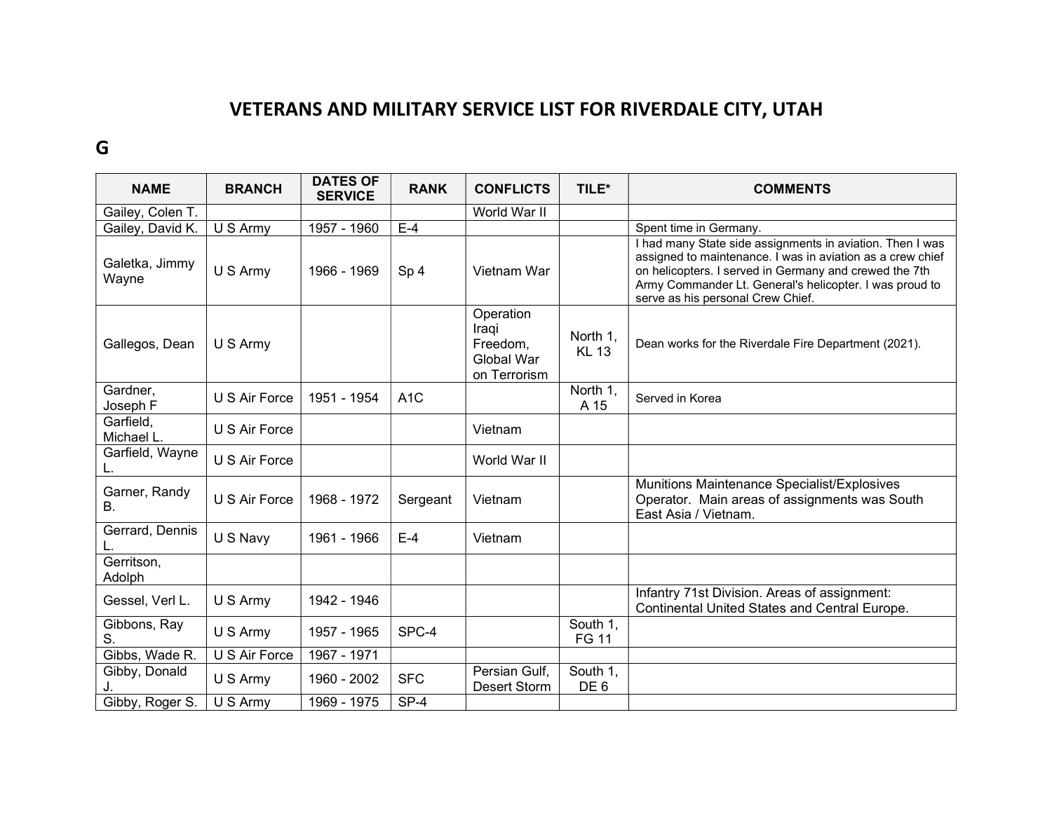# VETERANS AND MILITARY SERVICE LIST FOR RIVERDALE CITY, UTAH

## G

| NAME | BRANCH | DATES OF SERVICE | RANK | CONFLICTS | TILE* | COMMENTS |
|---|---|---|---|---|---|---|
| Gailey, Colen T. | | | | World War II | | |
| Gailey, David K. | U S Army | 1957 - 1960 | E-4 | | | Spent time in Germany. |
| Galetka, Jimmy Wayne | U S Army | 1966 - 1969 | Sp 4 | Vietnam War | | I had many State side assignments in aviation. Then I was assigned to maintenance. I was in aviation as a crew chief on helicopters. I served in Germany and crewed the 7th Army Commander Lt. General's helicopter. I was proud to serve as his personal Crew Chief. |
| Gallegos, Dean | U S Army | | | Operation Iraqi Freedom, Global War on Terrorism | North 1, KL 13 | Dean works for the Riverdale Fire Department (2021). |
| Gardner, Joseph F | U S Air Force | 1951 - 1954 | A1C | | North 1, A 15 | Served in Korea |
| Garfield, Michael L. | U S Air Force | | | Vietnam | | |
| Garfield, Wayne L. | U S Air Force | | | World War II | | |
| Garner, Randy B. | U S Air Force | 1968 - 1972 | Sergeant | Vietnam | | Munitions Maintenance Specialist/Explosives Operator. Main areas of assignments was South East Asia / Vietnam. |
| Gerrard, Dennis L. | U S Navy | 1961 - 1966 | E-4 | Vietnam | | |
| Gerritson, Adolph | | | | | | |
| Gessel, Verl L. | U S Army | 1942 - 1946 | | | | Infantry 71st Division. Areas of assignment: Continental United States and Central Europe. |
| Gibbons, Ray S. | U S Army | 1957 - 1965 | SPC-4 | | South 1, FG 11 | |
| Gibbs, Wade R. | U S Air Force | 1967 - 1971 | | | | |
| Gibby, Donald J. | U S Army | 1960 - 2002 | SFC | Persian Gulf, Desert Storm | South 1, DE 6 | |
| Gibby, Roger S. | U S Army | 1969 - 1975 | SP-4 | | | |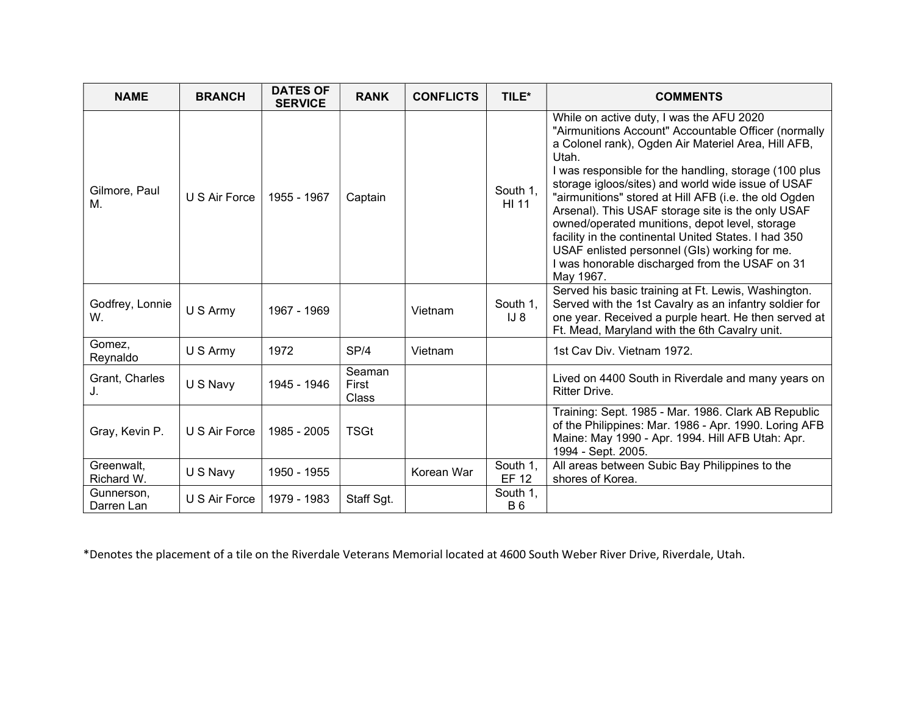| NAME | BRANCH | DATES OF SERVICE | RANK | CONFLICTS | TILE* | COMMENTS |
| --- | --- | --- | --- | --- | --- | --- |
| Gilmore, Paul M. | U S Air Force | 1955 - 1967 | Captain | | South 1, HI 11 | While on active duty, I was the AFU 2020 "Airmunitions Account" Accountable Officer (normally a Colonel rank), Ogden Air Materiel Area, Hill AFB, Utah. I was responsible for the handling, storage (100 plus storage igloos/sites) and world wide issue of USAF "airmunitions" stored at Hill AFB (i.e. the old Ogden Arsenal). This USAF storage site is the only USAF owned/operated munitions, depot level, storage facility in the continental United States. I had 350 USAF enlisted personnel (GIs) working for me. I was honorable discharged from the USAF on 31 May 1967. |
| Godfrey, Lonnie W. | U S Army | 1967 - 1969 | | Vietnam | South 1, IJ 8 | Served his basic training at Ft. Lewis, Washington. Served with the 1st Cavalry as an infantry soldier for one year. Received a purple heart. He then served at Ft. Mead, Maryland with the 6th Cavalry unit. |
| Gomez, Reynaldo | U S Army | 1972 | SP/4 | Vietnam | | 1st Cav Div. Vietnam 1972. |
| Grant, Charles J. | U S Navy | 1945 - 1946 | Seaman First Class | | | Lived on 4400 South in Riverdale and many years on Ritter Drive. |
| Gray, Kevin P. | U S Air Force | 1985 - 2005 | TSGt | | | Training: Sept. 1985 - Mar. 1986. Clark AB Republic of the Philippines: Mar. 1986 - Apr. 1990. Loring AFB Maine: May 1990 - Apr. 1994. Hill AFB Utah: Apr. 1994 - Sept. 2005. |
| Greenwalt, Richard W. | U S Navy | 1950 - 1955 | | Korean War | South 1, EF 12 | All areas between Subic Bay Philippines to the shores of Korea. |
| Gunnerson, Darren Lan | U S Air Force | 1979 - 1983 | Staff Sgt. | | South 1, B 6 | |

*Denotes the placement of a tile on the Riverdale Veterans Memorial located at 4600 South Weber River Drive, Riverdale, Utah.